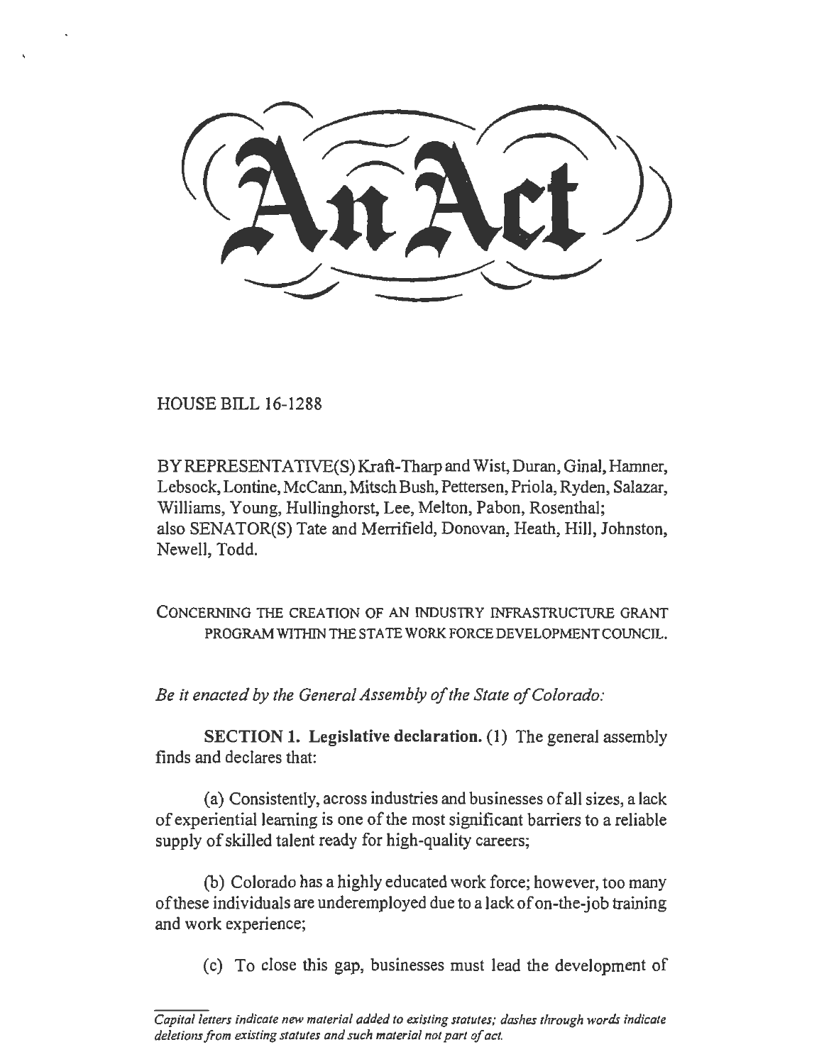# An Act

HOUSE BILL 16-1288

BY REPRESENTATIVE(S) Kraft-Tharp and Wist, Duran, Ginal, Hamner, Lebsock, Lontine, McCann, Mitsch Bush, Pettersen, Priola, Ryden, Salazar, Williams, Young, Hullinghorst, Lee, Melton, Pabon, Rosenthal;
also SENATOR(S) Tate and Merrifield, Donovan, Heath, Hill, Johnston, Newell, Todd.

CONCERNING THE CREATION OF AN INDUSTRY INFRASTRUCTURE GRANT PROGRAM WITHIN THE STATE WORK FORCE DEVELOPMENT COUNCIL.

*Be it enacted by the General Assembly of the State of Colorado:*

**SECTION 1. Legislative declaration.** (1) The general assembly finds and declares that:

(a) Consistently, across industries and businesses of all sizes, a lack of experiential learning is one of the most significant barriers to a reliable supply of skilled talent ready for high-quality careers;

(b) Colorado has a highly educated work force; however, too many of these individuals are underemployed due to a lack of on-the-job training and work experience;

(c) To close this gap, businesses must lead the development of

*Capital letters indicate new material added to existing statutes; dashes through words indicate deletions from existing statutes and such material not part of act.*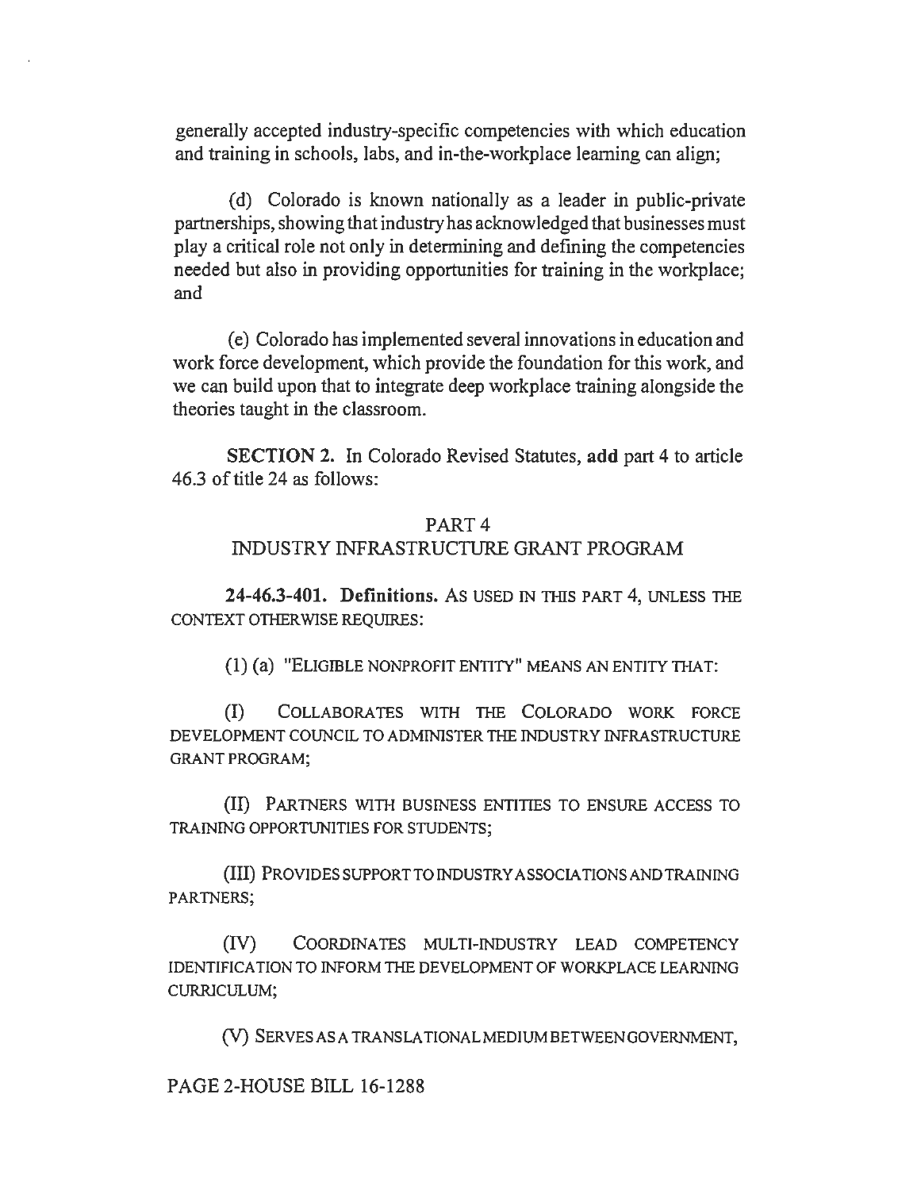generally accepted industry-specific competencies with which education and training in schools, labs, and in-the-workplace learning can align;

(d) Colorado is known nationally as a leader in public-private partnerships, showing that industry has acknowledged that businesses must play a critical role not only in determining and defining the competencies needed but also in providing opportunities for training in the workplace; and

(e) Colorado has implemented several innovations in education and work force development, which provide the foundation for this work, and we can build upon that to integrate deep workplace training alongside the theories taught in the classroom.

**SECTION 2.** In Colorado Revised Statutes, **add** part 4 to article 46.3 of title 24 as follows:

PART 4
INDUSTRY INFRASTRUCTURE GRANT PROGRAM

**24-46.3-401. Definitions.** AS USED IN THIS PART 4, UNLESS THE CONTEXT OTHERWISE REQUIRES:

(1) (a) "ELIGIBLE NONPROFIT ENTITY" MEANS AN ENTITY THAT:

(I) COLLABORATES WITH THE COLORADO WORK FORCE DEVELOPMENT COUNCIL TO ADMINISTER THE INDUSTRY INFRASTRUCTURE GRANT PROGRAM;

(II) PARTNERS WITH BUSINESS ENTITIES TO ENSURE ACCESS TO TRAINING OPPORTUNITIES FOR STUDENTS;

(III) PROVIDES SUPPORT TO INDUSTRY ASSOCIATIONS AND TRAINING PARTNERS;

(IV) COORDINATES MULTI-INDUSTRY LEAD COMPETENCY IDENTIFICATION TO INFORM THE DEVELOPMENT OF WORKPLACE LEARNING CURRICULUM;

(V) SERVES AS A TRANSLATIONAL MEDIUM BETWEEN GOVERNMENT,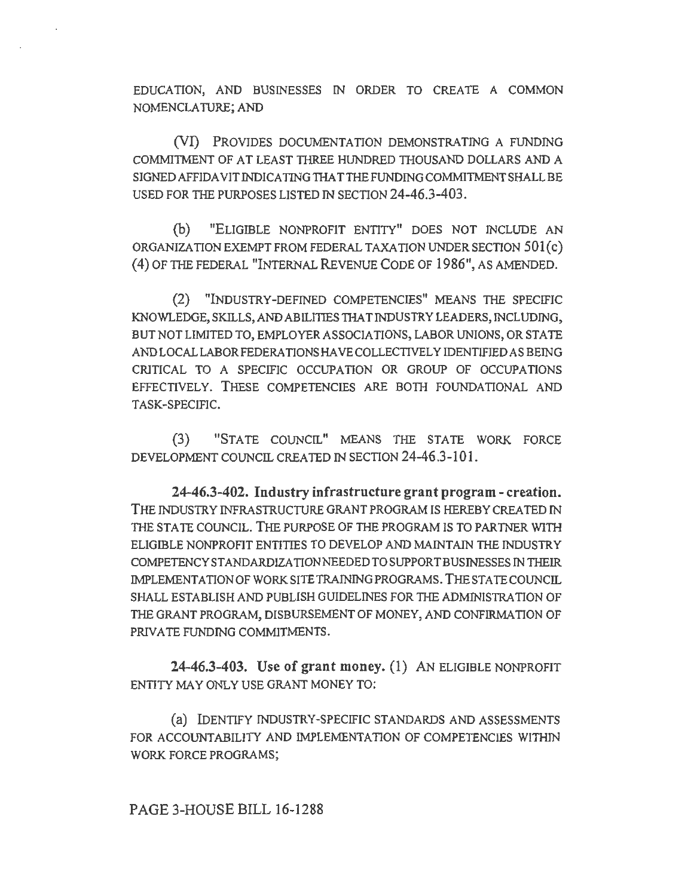EDUCATION, AND BUSINESSES IN ORDER TO CREATE A COMMON NOMENCLATURE; AND

(VI) PROVIDES DOCUMENTATION DEMONSTRATING A FUNDING COMMITMENT OF AT LEAST THREE HUNDRED THOUSAND DOLLARS AND A SIGNED AFFIDAVIT INDICATING THAT THE FUNDING COMMITMENT SHALL BE USED FOR THE PURPOSES LISTED IN SECTION 24-46.3-403.

(b) "ELIGIBLE NONPROFIT ENTITY" DOES NOT INCLUDE AN ORGANIZATION EXEMPT FROM FEDERAL TAXATION UNDER SECTION 501(c) (4) OF THE FEDERAL "INTERNAL REVENUE CODE OF 1986", AS AMENDED.

(2) "INDUSTRY-DEFINED COMPETENCIES" MEANS THE SPECIFIC KNOWLEDGE, SKILLS, AND ABILITIES THAT INDUSTRY LEADERS, INCLUDING, BUT NOT LIMITED TO, EMPLOYER ASSOCIATIONS, LABOR UNIONS, OR STATE AND LOCAL LABOR FEDERATIONS HAVE COLLECTIVELY IDENTIFIED AS BEING CRITICAL TO A SPECIFIC OCCUPATION OR GROUP OF OCCUPATIONS EFFECTIVELY. THESE COMPETENCIES ARE BOTH FOUNDATIONAL AND TASK-SPECIFIC.

(3) "STATE COUNCIL" MEANS THE STATE WORK FORCE DEVELOPMENT COUNCIL CREATED IN SECTION 24-46.3-101.

**24-46.3-402. Industry infrastructure grant program - creation.** THE INDUSTRY INFRASTRUCTURE GRANT PROGRAM IS HEREBY CREATED IN THE STATE COUNCIL. THE PURPOSE OF THE PROGRAM IS TO PARTNER WITH ELIGIBLE NONPROFIT ENTITIES TO DEVELOP AND MAINTAIN THE INDUSTRY COMPETENCY STANDARDIZATION NEEDED TO SUPPORT BUSINESSES IN THEIR IMPLEMENTATION OF WORK SITE TRAINING PROGRAMS. THE STATE COUNCIL SHALL ESTABLISH AND PUBLISH GUIDELINES FOR THE ADMINISTRATION OF THE GRANT PROGRAM, DISBURSEMENT OF MONEY, AND CONFIRMATION OF PRIVATE FUNDING COMMITMENTS.

**24-46.3-403. Use of grant money.** (1) AN ELIGIBLE NONPROFIT ENTITY MAY ONLY USE GRANT MONEY TO:

(a) IDENTIFY INDUSTRY-SPECIFIC STANDARDS AND ASSESSMENTS FOR ACCOUNTABILITY AND IMPLEMENTATION OF COMPETENCIES WITHIN WORK FORCE PROGRAMS;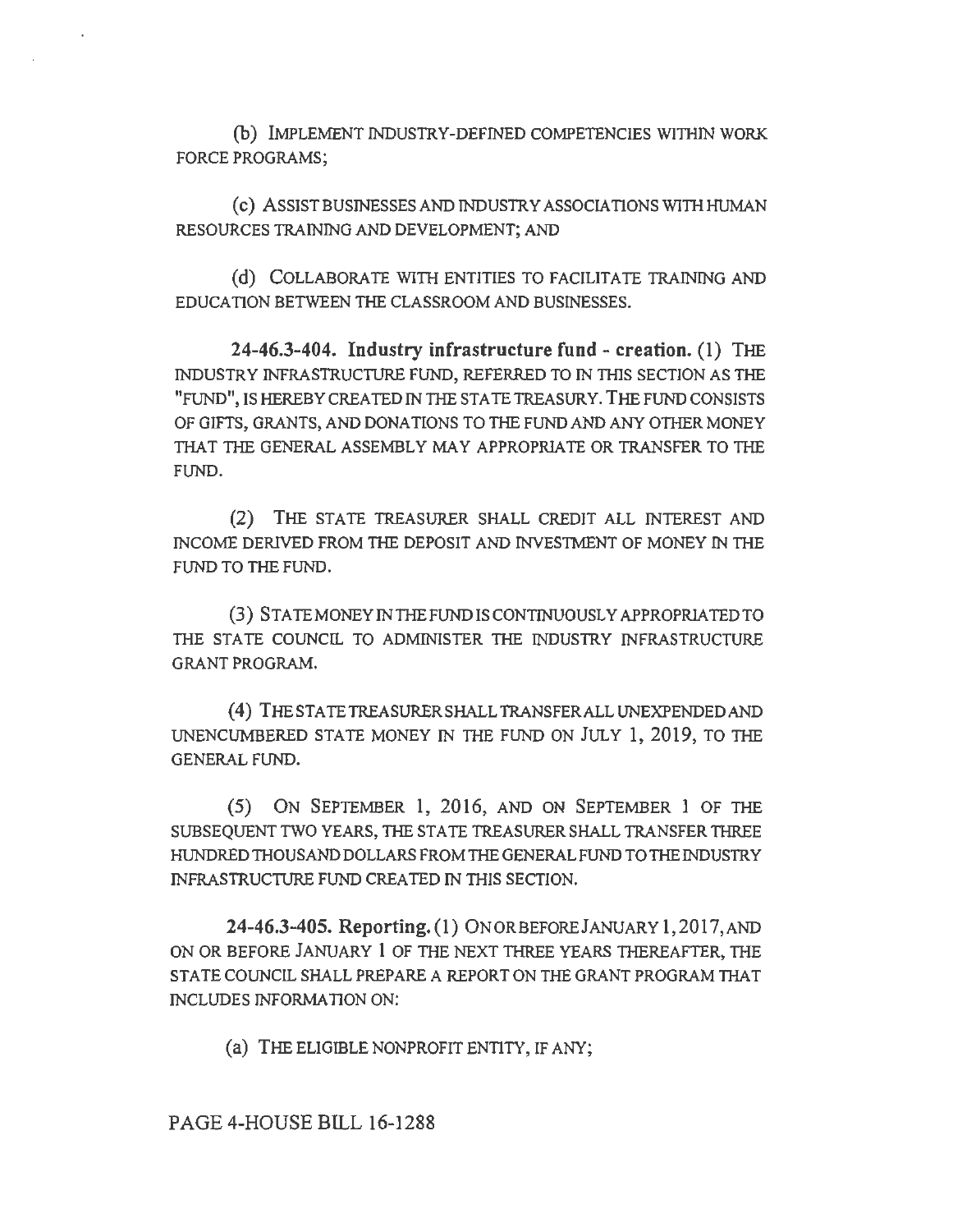(b) IMPLEMENT INDUSTRY-DEFINED COMPETENCIES WITHIN WORK FORCE PROGRAMS;

(c) ASSIST BUSINESSES AND INDUSTRY ASSOCIATIONS WITH HUMAN RESOURCES TRAINING AND DEVELOPMENT; AND

(d) COLLABORATE WITH ENTITIES TO FACILITATE TRAINING AND EDUCATION BETWEEN THE CLASSROOM AND BUSINESSES.

**24-46.3-404. Industry infrastructure fund - creation.** (1) THE INDUSTRY INFRASTRUCTURE FUND, REFERRED TO IN THIS SECTION AS THE "FUND", IS HEREBY CREATED IN THE STATE TREASURY. THE FUND CONSISTS OF GIFTS, GRANTS, AND DONATIONS TO THE FUND AND ANY OTHER MONEY THAT THE GENERAL ASSEMBLY MAY APPROPRIATE OR TRANSFER TO THE FUND.

(2) THE STATE TREASURER SHALL CREDIT ALL INTEREST AND INCOME DERIVED FROM THE DEPOSIT AND INVESTMENT OF MONEY IN THE FUND TO THE FUND.

(3) STATE MONEY IN THE FUND IS CONTINUOUSLY APPROPRIATED TO THE STATE COUNCIL TO ADMINISTER THE INDUSTRY INFRASTRUCTURE GRANT PROGRAM.

(4) THE STATE TREASURER SHALL TRANSFER ALL UNEXPENDED AND UNENCUMBERED STATE MONEY IN THE FUND ON JULY 1, 2019, TO THE GENERAL FUND.

(5) ON SEPTEMBER 1, 2016, AND ON SEPTEMBER 1 OF THE SUBSEQUENT TWO YEARS, THE STATE TREASURER SHALL TRANSFER THREE HUNDRED THOUSAND DOLLARS FROM THE GENERAL FUND TO THE INDUSTRY INFRASTRUCTURE FUND CREATED IN THIS SECTION.

**24-46.3-405. Reporting.** (1) ON OR BEFORE JANUARY 1, 2017, AND ON OR BEFORE JANUARY 1 OF THE NEXT THREE YEARS THEREAFTER, THE STATE COUNCIL SHALL PREPARE A REPORT ON THE GRANT PROGRAM THAT INCLUDES INFORMATION ON:

(a) THE ELIGIBLE NONPROFIT ENTITY, IF ANY;

PAGE 4-HOUSE BILL 16-1288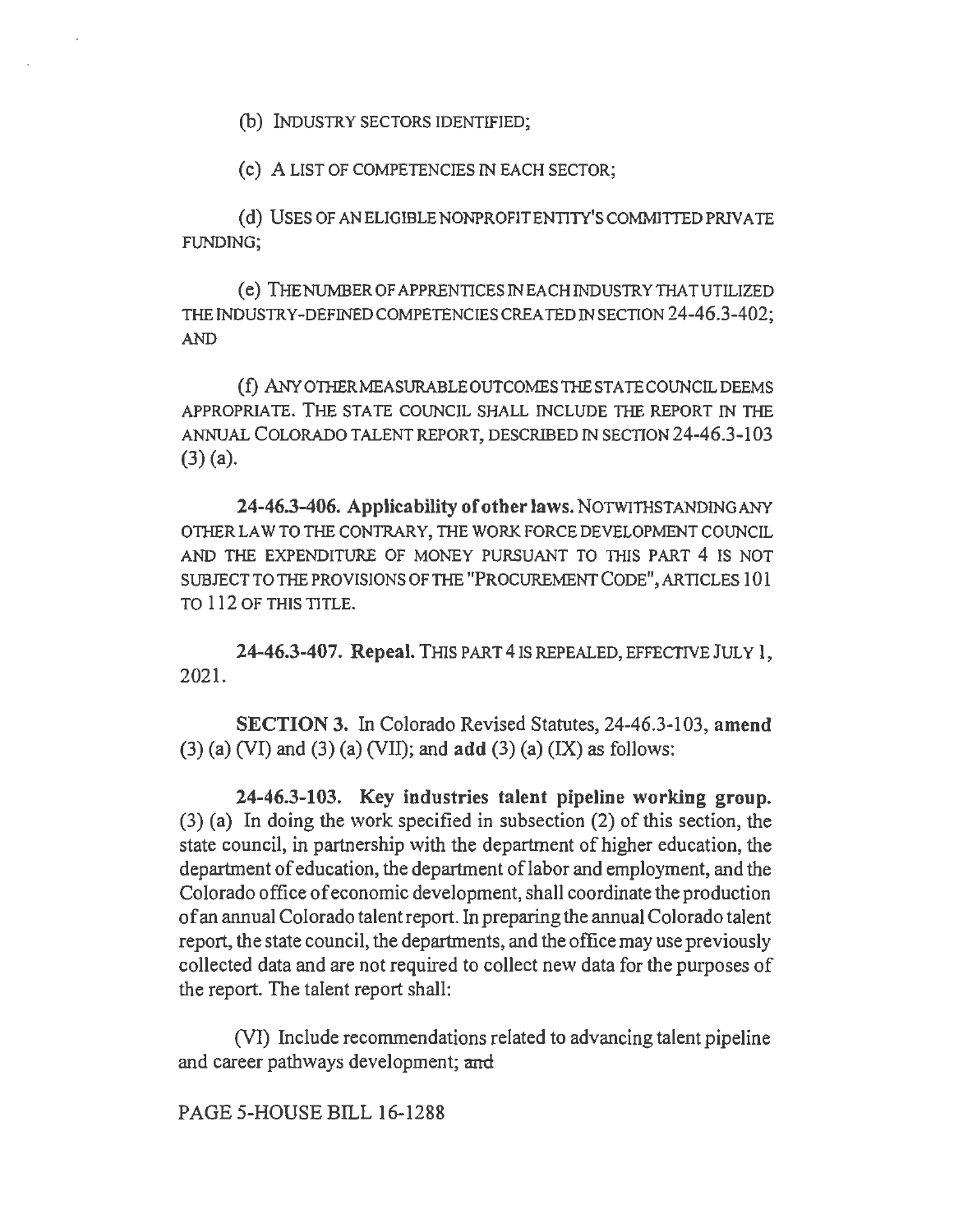(b) INDUSTRY SECTORS IDENTIFIED;

(c) A LIST OF COMPETENCIES IN EACH SECTOR;

(d) USES OF AN ELIGIBLE NONPROFIT ENTITY'S COMMITTED PRIVATE FUNDING;

(e) THE NUMBER OF APPRENTICES IN EACH INDUSTRY THAT UTILIZED THE INDUSTRY-DEFINED COMPETENCIES CREATED IN SECTION 24-46.3-402; AND

(f) ANY OTHER MEASURABLE OUTCOMES THE STATE COUNCIL DEEMS APPROPRIATE. THE STATE COUNCIL SHALL INCLUDE THE REPORT IN THE ANNUAL COLORADO TALENT REPORT, DESCRIBED IN SECTION 24-46.3-103 (3) (a).

**24-46.3-406. Applicability of other laws.** NOTWITHSTANDING ANY OTHER LAW TO THE CONTRARY, THE WORK FORCE DEVELOPMENT COUNCIL AND THE EXPENDITURE OF MONEY PURSUANT TO THIS PART 4 IS NOT SUBJECT TO THE PROVISIONS OF THE "PROCUREMENT CODE", ARTICLES 101 TO 112 OF THIS TITLE.

**24-46.3-407. Repeal.** THIS PART 4 IS REPEALED, EFFECTIVE JULY 1, 2021.

**SECTION 3.** In Colorado Revised Statutes, 24-46.3-103, **amend** (3) (a) (VI) and (3) (a) (VII); and **add** (3) (a) (IX) as follows:

**24-46.3-103. Key industries talent pipeline working group.** (3) (a) In doing the work specified in subsection (2) of this section, the state council, in partnership with the department of higher education, the department of education, the department of labor and employment, and the Colorado office of economic development, shall coordinate the production of an annual Colorado talent report. In preparing the annual Colorado talent report, the state council, the departments, and the office may use previously collected data and are not required to collect new data for the purposes of the report. The talent report shall:

(VI) Include recommendations related to advancing talent pipeline and career pathways development; ~~and~~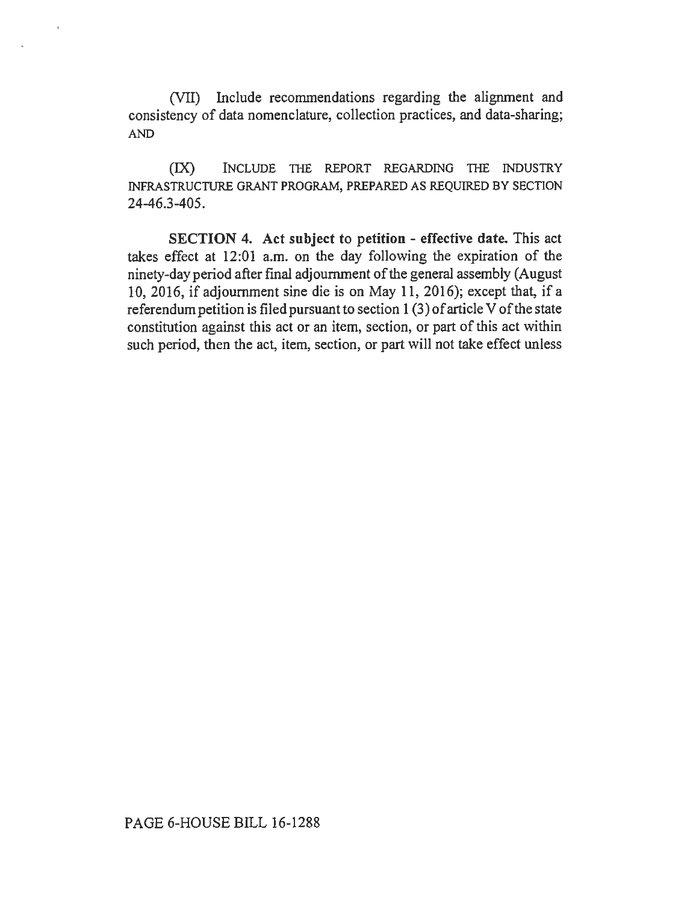(VII) Include recommendations regarding the alignment and consistency of data nomenclature, collection practices, and data-sharing; AND

(IX) INCLUDE THE REPORT REGARDING THE INDUSTRY INFRASTRUCTURE GRANT PROGRAM, PREPARED AS REQUIRED BY SECTION 24-46.3-405.

**SECTION 4. Act subject to petition - effective date.** This act takes effect at 12:01 a.m. on the day following the expiration of the ninety-day period after final adjournment of the general assembly (August 10, 2016, if adjournment sine die is on May 11, 2016); except that, if a referendum petition is filed pursuant to section 1 (3) of article V of the state constitution against this act or an item, section, or part of this act within such period, then the act, item, section, or part will not take effect unless

PAGE 6-HOUSE BILL 16-1288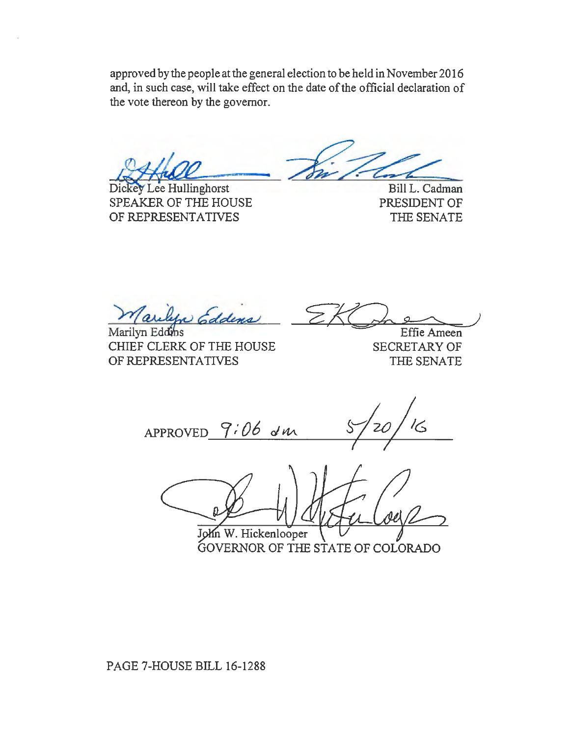approved by the people at the general election to be held in November 2016 and, in such case, will take effect on the date of the official declaration of the vote thereon by the governor.

Dickey Lee Hullinghorst
SPEAKER OF THE HOUSE
OF REPRESENTATIVES

Bill L. Cadman
PRESIDENT OF
THE SENATE

Marilyn Eddins
CHIEF CLERK OF THE HOUSE
OF REPRESENTATIVES

Effie Ameen
SECRETARY OF
THE SENATE

APPROVED 9:06 am 5/20/16

John W. Hickenlooper
GOVERNOR OF THE STATE OF COLORADO

PAGE 7-HOUSE BILL 16-1288